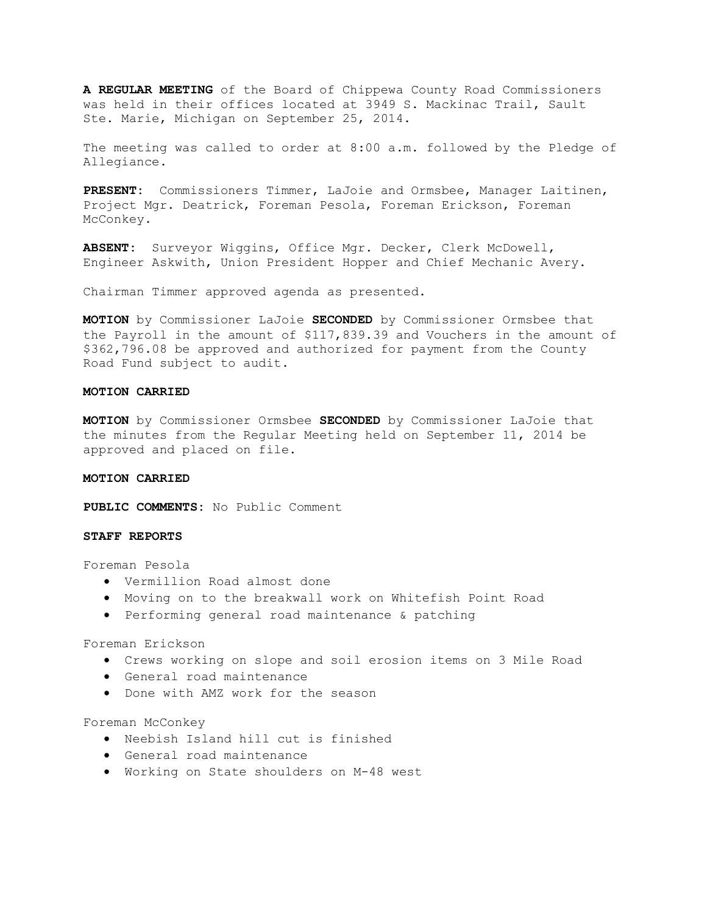**A REGULAR MEETING** of the Board of Chippewa County Road Commissioners was held in their offices located at 3949 S. Mackinac Trail, Sault Ste. Marie, Michigan on September 25, 2014.

The meeting was called to order at 8:00 a.m. followed by the Pledge of Allegiance.

**PRESENT:** Commissioners Timmer, LaJoie and Ormsbee, Manager Laitinen, Project Mgr. Deatrick, Foreman Pesola, Foreman Erickson, Foreman McConkey.

**ABSENT:** Surveyor Wiggins, Office Mgr. Decker, Clerk McDowell, Engineer Askwith, Union President Hopper and Chief Mechanic Avery.

Chairman Timmer approved agenda as presented.

**MOTION** by Commissioner LaJoie **SECONDED** by Commissioner Ormsbee that the Payroll in the amount of $117,839.39 and Vouchers in the amount of $362,796.08 be approved and authorized for payment from the County Road Fund subject to audit.

**MOTION CARRIED**

**MOTION** by Commissioner Ormsbee **SECONDED** by Commissioner LaJoie that the minutes from the Regular Meeting held on September 11, 2014 be approved and placed on file.

**MOTION CARRIED**

**PUBLIC COMMENTS:** No Public Comment

**STAFF REPORTS**

Foreman Pesola

- Vermillion Road almost done
- Moving on to the breakwall work on Whitefish Point Road
- Performing general road maintenance & patching

Foreman Erickson

- Crews working on slope and soil erosion items on 3 Mile Road
- General road maintenance
- Done with AMZ work for the season

Foreman McConkey

- Neebish Island hill cut is finished
- General road maintenance
- Working on State shoulders on M-48 west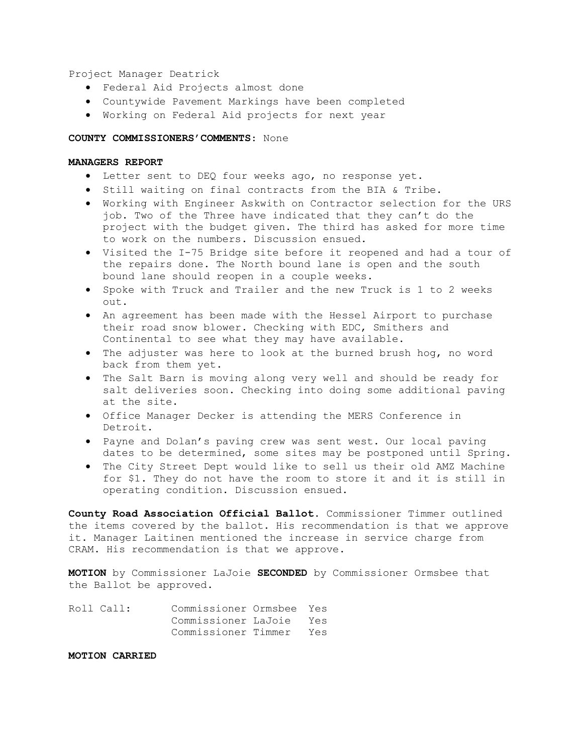Project Manager Deatrick

- Federal Aid Projects almost done
- Countywide Pavement Markings have been completed
- Working on Federal Aid projects for next year

**COUNTY COMMISSIONERS'COMMENTS:** None

**MANAGERS REPORT**

- Letter sent to DEQ four weeks ago, no response yet.
- Still waiting on final contracts from the BIA & Tribe.
- Working with Engineer Askwith on Contractor selection for the URS job. Two of the Three have indicated that they can't do the project with the budget given. The third has asked for more time to work on the numbers. Discussion ensued.
- Visited the I-75 Bridge site before it reopened and had a tour of the repairs done. The North bound lane is open and the south bound lane should reopen in a couple weeks.
- Spoke with Truck and Trailer and the new Truck is 1 to 2 weeks out.
- An agreement has been made with the Hessel Airport to purchase their road snow blower. Checking with EDC, Smithers and Continental to see what they may have available.
- The adjuster was here to look at the burned brush hog, no word back from them yet.
- The Salt Barn is moving along very well and should be ready for salt deliveries soon. Checking into doing some additional paving at the site.
- Office Manager Decker is attending the MERS Conference in Detroit.
- Payne and Dolan's paving crew was sent west. Our local paving dates to be determined, some sites may be postponed until Spring.
- The City Street Dept would like to sell us their old AMZ Machine for $1. They do not have the room to store it and it is still in operating condition. Discussion ensued.

**County Road Association Official Ballot.** Commissioner Timmer outlined the items covered by the ballot. His recommendation is that we approve it. Manager Laitinen mentioned the increase in service charge from CRAM. His recommendation is that we approve.

**MOTION** by Commissioner LaJoie **SECONDED** by Commissioner Ormsbee that the Ballot be approved.

| Roll Call: | Commissioner Ormsbee | Yes |
|---|---|---|
| | Commissioner LaJoie | Yes |
| | Commissioner Timmer | Yes |

**MOTION CARRIED**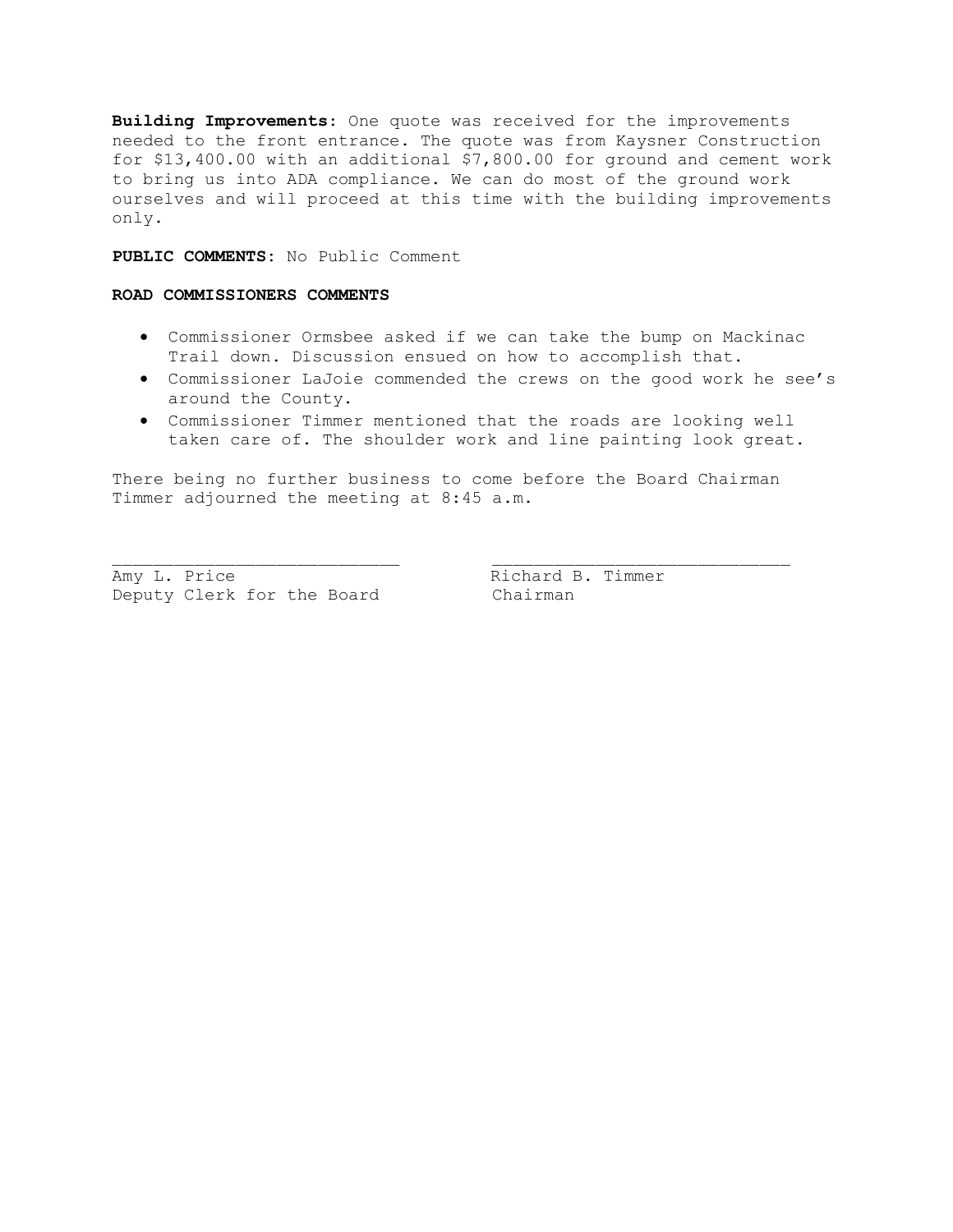**Building Improvements:** One quote was received for the improvements needed to the front entrance. The quote was from Kaysner Construction for $13,400.00 with an additional $7,800.00 for ground and cement work to bring us into ADA compliance. We can do most of the ground work ourselves and will proceed at this time with the building improvements only.

**PUBLIC COMMENTS:** No Public Comment

**ROAD COMMISSIONERS COMMENTS**

- Commissioner Ormsbee asked if we can take the bump on Mackinac Trail down. Discussion ensued on how to accomplish that.
- Commissioner LaJoie commended the crews on the good work he see's around the County.
- Commissioner Timmer mentioned that the roads are looking well taken care of. The shoulder work and line painting look great.

There being no further business to come before the Board Chairman Timmer adjourned the meeting at 8:45 a.m.

| | |
|---|---|
| ____________________________ | ____________________________ |
| Amy L. Price | Richard B. Timmer |
| Deputy Clerk for the Board | Chairman |